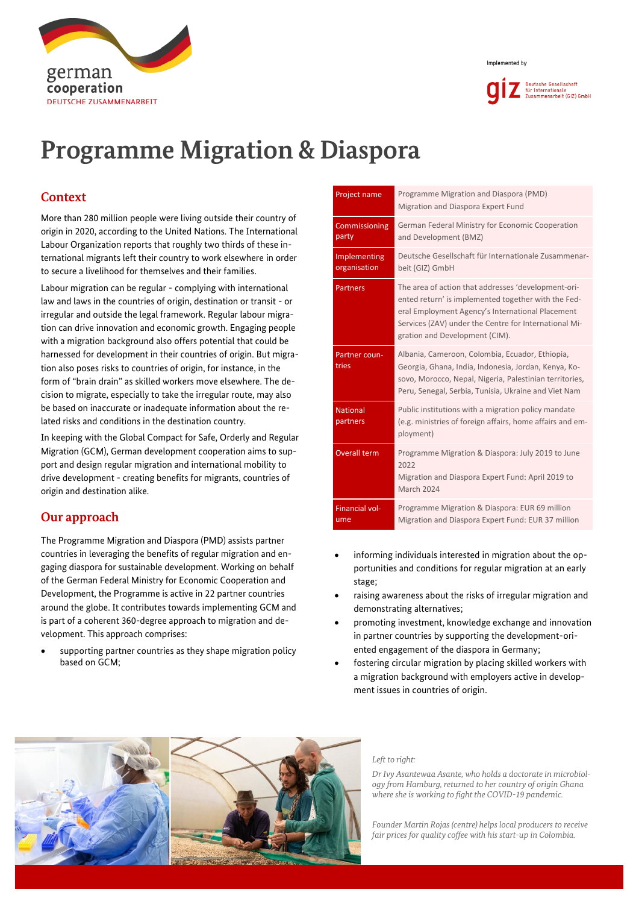german cooperation
DEUTSCHE ZUSAMMENARBEIT

Implemented by

giz Deutsche Gesellschaft für Internationale Zusammenarbeit (GIZ) GmbH

# Programme Migration & Diaspora

## Context

More than 280 million people were living outside their country of origin in 2020, according to the United Nations. The International Labour Organization reports that roughly two thirds of these international migrants left their country to work elsewhere in order to secure a livelihood for themselves and their families.

Labour migration can be regular - complying with international law and laws in the countries of origin, destination or transit - or irregular and outside the legal framework. Regular labour migration can drive innovation and economic growth. Engaging people with a migration background also offers potential that could be harnessed for development in their countries of origin. But migration also poses risks to countries of origin, for instance, in the form of "brain drain" as skilled workers move elsewhere. The decision to migrate, especially to take the irregular route, may also be based on inaccurate or inadequate information about the related risks and conditions in the destination country.

In keeping with the Global Compact for Safe, Orderly and Regular Migration (GCM), German development cooperation aims to support and design regular migration and international mobility to drive development - creating benefits for migrants, countries of origin and destination alike.

## Our approach

The Programme Migration and Diaspora (PMD) assists partner countries in leveraging the benefits of regular migration and engaging diaspora for sustainable development. Working on behalf of the German Federal Ministry for Economic Cooperation and Development, the Programme is active in 22 partner countries around the globe. It contributes towards implementing GCM and is part of a coherent 360-degree approach to migration and development. This approach comprises:

- supporting partner countries as they shape migration policy based on GCM;
- informing individuals interested in migration about the opportunities and conditions for regular migration at an early stage;
- raising awareness about the risks of irregular migration and demonstrating alternatives;
- promoting investment, knowledge exchange and innovation in partner countries by supporting the development-oriented engagement of the diaspora in Germany;
- fostering circular migration by placing skilled workers with a migration background with employers active in development issues in countries of origin.

| | |
|---|---|
| Project name | Programme Migration and Diaspora (PMD)<br>Migration and Diaspora Expert Fund |
| Commissioning party | German Federal Ministry for Economic Cooperation and Development (BMZ) |
| Implementing organisation | Deutsche Gesellschaft für Internationale Zusammenarbeit (GIZ) GmbH |
| Partners | The area of action that addresses 'development-oriented return' is implemented together with the Federal Employment Agency's International Placement Services (ZAV) under the Centre for International Migration and Development (CIM). |
| Partner countries | Albania, Cameroon, Colombia, Ecuador, Ethiopia, Georgia, Ghana, India, Indonesia, Jordan, Kenya, Kosovo, Morocco, Nepal, Nigeria, Palestinian territories, Peru, Senegal, Serbia, Tunisia, Ukraine and Viet Nam |
| National partners | Public institutions with a migration policy mandate (e.g. ministries of foreign affairs, home affairs and employment) |
| Overall term | Programme Migration & Diaspora: July 2019 to June 2022<br>Migration and Diaspora Expert Fund: April 2019 to March 2024 |
| Financial volume | Programme Migration & Diaspora: EUR 69 million<br>Migration and Diaspora Expert Fund: EUR 37 million |

*Left to right:*

*Dr Ivy Asantewaa Asante, who holds a doctorate in microbiology from Hamburg, returned to her country of origin Ghana where she is working to fight the COVID-19 pandemic.*

*Founder Martin Rojas (centre) helps local producers to receive fair prices for quality coffee with his start-up in Colombia.*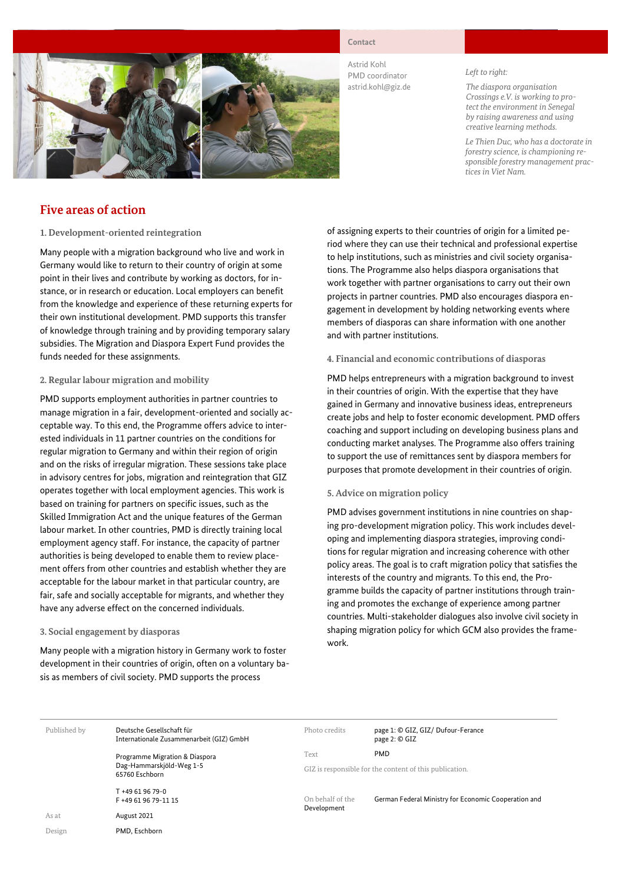**Contact**

Astrid Kohl
PMD coordinator
astrid.kohl@giz.de

*Left to right:*

*The diaspora organisation Crossings e.V. is working to protect the environment in Senegal by raising awareness and using creative learning methods.*

*Le Thien Duc, who has a doctorate in forestry science, is championing responsible forestry management practices in Viet Nam.*

## Five areas of action

### 1. Development-oriented reintegration

Many people with a migration background who live and work in Germany would like to return to their country of origin at some point in their lives and contribute by working as doctors, for instance, or in research or education. Local employers can benefit from the knowledge and experience of these returning experts for their own institutional development. PMD supports this transfer of knowledge through training and by providing temporary salary subsidies. The Migration and Diaspora Expert Fund provides the funds needed for these assignments.

### 2. Regular labour migration and mobility

PMD supports employment authorities in partner countries to manage migration in a fair, development-oriented and socially acceptable way. To this end, the Programme offers advice to interested individuals in 11 partner countries on the conditions for regular migration to Germany and within their region of origin and on the risks of irregular migration. These sessions take place in advisory centres for jobs, migration and reintegration that GIZ operates together with local employment agencies. This work is based on training for partners on specific issues, such as the Skilled Immigration Act and the unique features of the German labour market. In other countries, PMD is directly training local employment agency staff. For instance, the capacity of partner authorities is being developed to enable them to review placement offers from other countries and establish whether they are acceptable for the labour market in that particular country, are fair, safe and socially acceptable for migrants, and whether they have any adverse effect on the concerned individuals.

### 3. Social engagement by diasporas

Many people with a migration history in Germany work to foster development in their countries of origin, often on a voluntary basis as members of civil society. PMD supports the process of assigning experts to their countries of origin for a limited period where they can use their technical and professional expertise to help institutions, such as ministries and civil society organisations. The Programme also helps diaspora organisations that work together with partner organisations to carry out their own projects in partner countries. PMD also encourages diaspora engagement in development by holding networking events where members of diasporas can share information with one another and with partner institutions.

### 4. Financial and economic contributions of diasporas

PMD helps entrepreneurs with a migration background to invest in their countries of origin. With the expertise that they have gained in Germany and innovative business ideas, entrepreneurs create jobs and help to foster economic development. PMD offers coaching and support including on developing business plans and conducting market analyses. The Programme also offers training to support the use of remittances sent by diaspora members for purposes that promote development in their countries of origin.

### 5. Advice on migration policy

PMD advises government institutions in nine countries on shaping pro-development migration policy. This work includes developing and implementing diaspora strategies, improving conditions for regular migration and increasing coherence with other policy areas. The goal is to craft migration policy that satisfies the interests of the country and migrants. To this end, the Programme builds the capacity of partner institutions through training and promotes the exchange of experience among partner countries. Multi-stakeholder dialogues also involve civil society in shaping migration policy for which GCM also provides the framework.

---

| | |
|---|---|
| Published by | Deutsche Gesellschaft für Internationale Zusammenarbeit (GIZ) GmbH<br><br>Programme Migration & Diaspora<br>Dag-Hammarskjöld-Weg 1-5<br>65760 Eschborn<br><br>T +49 61 96 79-0<br>F +49 61 96 79-11 15 |
| As at | August 2021 |
| Design | PMD, Eschborn |
| Photo credits | page 1: © GIZ, GIZ/ Dufour-Ferance<br>page 2: © GIZ |
| Text | PMD |

GIZ is responsible for the content of this publication.

| | |
|---|---|
| On behalf of the | German Federal Ministry for Economic Cooperation and Development |